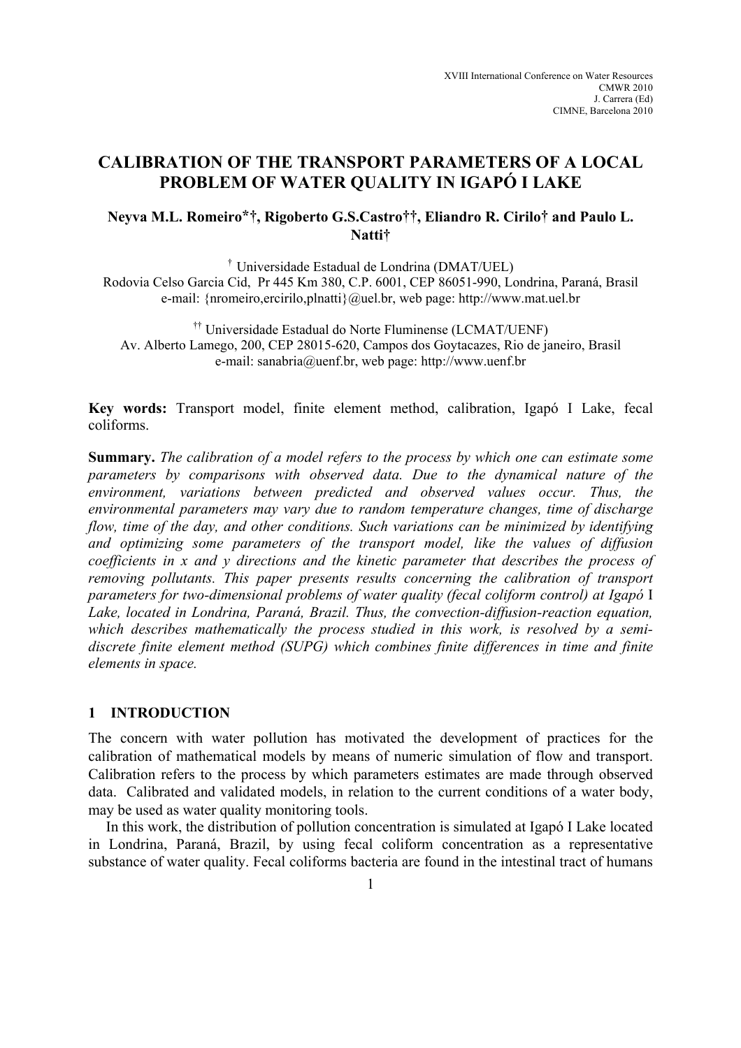# CALIBRATION OF THE TRANSPORT PARAMETERS OF A LOCAL PROBLEM OF WATER QUALITY IN IGAPÓ I LAKE

**Neyva M.L. Romeiro*†, Rigoberto G.S.Castro††, Eliandro R. Cirilo† and Paulo L. Natti†**

† Universidade Estadual de Londrina (DMAT/UEL)
Rodovia Celso Garcia Cid, Pr 445 Km 380, C.P. 6001, CEP 86051-990, Londrina, Paraná, Brasil
e-mail: {nromeiro,ercirilo,plnatti}@uel.br, web page: http://www.mat.uel.br

†† Universidade Estadual do Norte Fluminense (LCMAT/UENF)
Av. Alberto Lamego, 200, CEP 28015-620, Campos dos Goytacazes, Rio de janeiro, Brasil
e-mail: sanabria@uenf.br, web page: http://www.uenf.br

**Key words:** Transport model, finite element method, calibration, Igapó I Lake, fecal coliforms.

**Summary.** *The calibration of a model refers to the process by which one can estimate some parameters by comparisons with observed data. Due to the dynamical nature of the environment, variations between predicted and observed values occur. Thus, the environmental parameters may vary due to random temperature changes, time of discharge flow, time of the day, and other conditions. Such variations can be minimized by identifying and optimizing some parameters of the transport model, like the values of diffusion coefficients in x and y directions and the kinetic parameter that describes the process of removing pollutants. This paper presents results concerning the calibration of transport parameters for two-dimensional problems of water quality (fecal coliform control) at Igapó* I *Lake, located in Londrina, Paraná, Brazil. Thus, the convection-diffusion-reaction equation, which describes mathematically the process studied in this work, is resolved by a semi-discrete finite element method (SUPG) which combines finite differences in time and finite elements in space.*

## 1 INTRODUCTION

The concern with water pollution has motivated the development of practices for the calibration of mathematical models by means of numeric simulation of flow and transport. Calibration refers to the process by which parameters estimates are made through observed data. Calibrated and validated models, in relation to the current conditions of a water body, may be used as water quality monitoring tools.

In this work, the distribution of pollution concentration is simulated at Igapó I Lake located in Londrina, Paraná, Brazil, by using fecal coliform concentration as a representative substance of water quality. Fecal coliforms bacteria are found in the intestinal tract of humans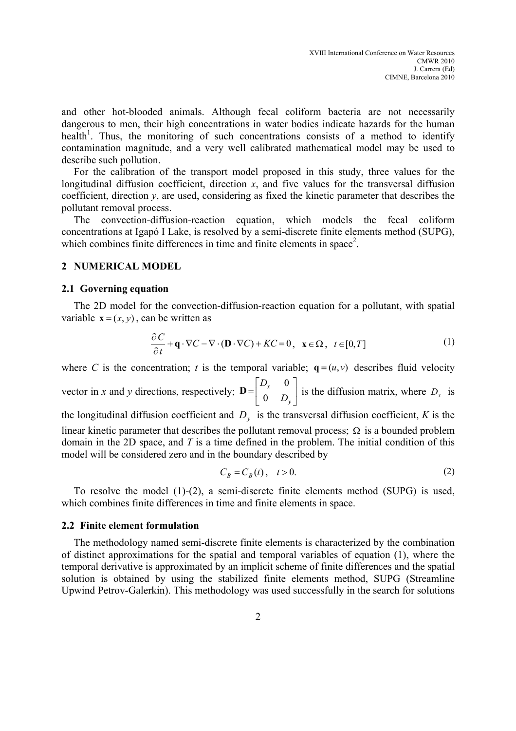and other hot-blooded animals. Although fecal coliform bacteria are not necessarily dangerous to men, their high concentrations in water bodies indicate hazards for the human health[1]. Thus, the monitoring of such concentrations consists of a method to identify contamination magnitude, and a very well calibrated mathematical model may be used to describe such pollution.

For the calibration of the transport model proposed in this study, three values for the longitudinal diffusion coefficient, direction *x*, and five values for the transversal diffusion coefficient, direction *y*, are used, considering as fixed the kinetic parameter that describes the pollutant removal process.

The convection-diffusion-reaction equation, which models the fecal coliform concentrations at Igapó I Lake, is resolved by a semi-discrete finite elements method (SUPG), which combines finite differences in time and finite elements in space[2].

## 2 NUMERICAL MODEL

### 2.1 Governing equation

The 2D model for the convection-diffusion-reaction equation for a pollutant, with spatial variable $\mathbf{x} = (x, y)$, can be written as

$$\frac{\partial C}{\partial t} + \mathbf{q} \cdot \nabla C - \nabla \cdot (\mathbf{D} \cdot \nabla C) + KC = 0, \quad \mathbf{x} \in \Omega, \quad t \in [0, T] \tag{1}$$

where $C$ is the concentration; $t$ is the temporal variable; $\mathbf{q} = (u, v)$ describes fluid velocity vector in *x* and *y* directions, respectively; $\mathbf{D} = \begin{bmatrix} D_x & 0 \\ 0 & D_y \end{bmatrix}$ is the diffusion matrix, where $D_x$ is the longitudinal diffusion coefficient and $D_y$ is the transversal diffusion coefficient, $K$ is the linear kinetic parameter that describes the pollutant removal process; $\Omega$ is a bounded problem domain in the 2D space, and $T$ is a time defined in the problem. The initial condition of this model will be considered zero and in the boundary described by

$$C_B = C_B(t), \quad t > 0. \tag{2}$$

To resolve the model (1)-(2), a semi-discrete finite elements method (SUPG) is used, which combines finite differences in time and finite elements in space.

### 2.2 Finite element formulation

The methodology named semi-discrete finite elements is characterized by the combination of distinct approximations for the spatial and temporal variables of equation (1), where the temporal derivative is approximated by an implicit scheme of finite differences and the spatial solution is obtained by using the stabilized finite elements method, SUPG (Streamline Upwind Petrov-Galerkin). This methodology was used successfully in the search for solutions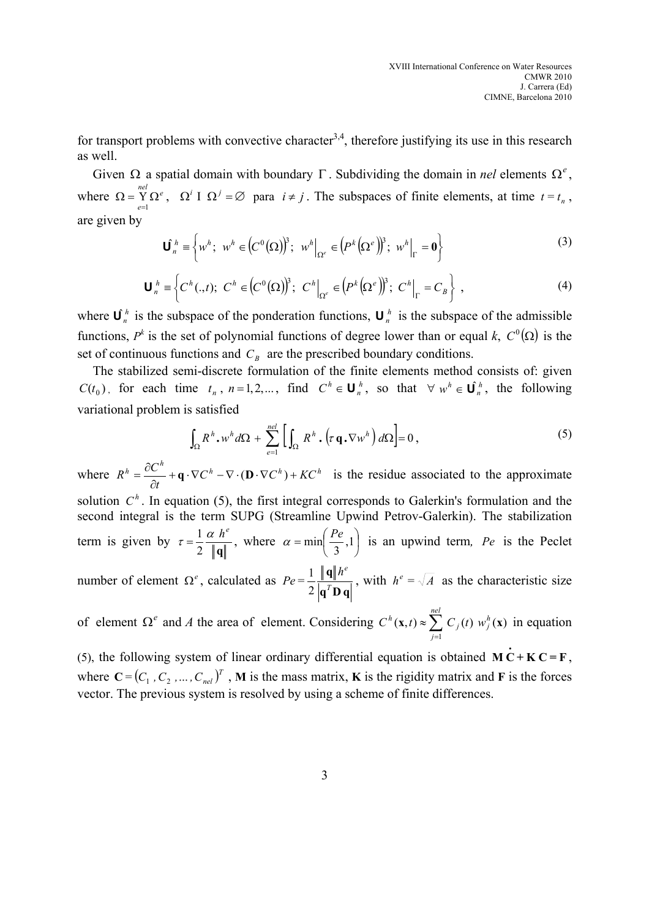for transport problems with convective character[3,4], therefore justifying its use in this research as well.

Given $\Omega$ a spatial domain with boundary $\Gamma$. Subdividing the domain in *nel* elements $\Omega^e$, where $\Omega = \bigcup_{e=1}^{nel} \Omega^e$, $\Omega^i \cap \Omega^j = \varnothing$ para $i \neq j$. The subspaces of finite elements, at time $t = t_n$, are given by

$$\hat{\mathbf{U}}_n^h \equiv \left\{ w^h;\ w^h \in \left(C^0(\Omega)\right)^3;\ w^h\Big|_{\Omega^e} \in \left(P^k\left(\Omega^e\right)\right)^3;\ w^h\Big|_{\Gamma} = \mathbf{0} \right\} \tag{3}$$

$$\mathbf{U}_n^h \equiv \left\{ C^h(.,t);\ C^h \in \left(C^0(\Omega)\right)^3;\ C^h\Big|_{\Omega^e} \in \left(P^k\left(\Omega^e\right)\right)^3;\ C^h\Big|_{\Gamma} = C_B \right\}, \tag{4}$$

where $\hat{\mathbf{U}}_n^h$ is the subspace of the ponderation functions, $\mathbf{U}_n^h$ is the subspace of the admissible functions, $P^k$ is the set of polynomial functions of degree lower than or equal $k$, $C^0(\Omega)$ is the set of continuous functions and $C_B$ are the prescribed boundary conditions.

The stabilized semi-discrete formulation of the finite elements method consists of: given $C(t_0)$, for each time $t_n$, $n = 1, 2, \ldots$, find $C^h \in \mathbf{U}_n^h$, so that $\forall\ w^h \in \hat{\mathbf{U}}_n^h$, the following variational problem is satisfied

$$\int_\Omega R^h \boldsymbol{.} w^h d\Omega + \sum_{e=1}^{nel} \left[ \int_\Omega R^h \boldsymbol{.} \left( \tau\, \mathbf{q} \boldsymbol{.} \nabla w^h \right) d\Omega \right] = 0, \tag{5}$$

where $R^h = \dfrac{\partial C^h}{\partial t} + \mathbf{q} \cdot \nabla C^h - \nabla \cdot (\mathbf{D} \cdot \nabla C^h) + K C^h$ is the residue associated to the approximate solution $C^h$. In equation (5), the first integral corresponds to Galerkin's formulation and the second integral is the term SUPG (Streamline Upwind Petrov-Galerkin). The stabilization term is given by $\tau = \dfrac{1}{2} \dfrac{\alpha\ h^e}{\|\mathbf{q}\|}$, where $\alpha = \min\left( \dfrac{Pe}{3}, 1 \right)$ is an upwind term, $Pe$ is the Peclet number of element $\Omega^e$, calculated as $Pe = \dfrac{1}{2} \dfrac{\|\mathbf{q}\| h^e}{\left|\mathbf{q}^T \mathbf{D}\, \mathbf{q}\right|}$, with $h^e = \sqrt{A}$ as the characteristic size of element $\Omega^e$ and $A$ the area of element. Considering $C^h(\mathbf{x}, t) \approx \sum_{j=1}^{nel} C_j(t)\ w_j^h(\mathbf{x})$ in equation (5), the following system of linear ordinary differential equation is obtained $\mathbf{M}\dot{\mathbf{C}} + \mathbf{K}\,\mathbf{C} = \mathbf{F}$, where $\mathbf{C} = \left(C_1, C_2, \ldots, C_{nel}\right)^T$, $\mathbf{M}$ is the mass matrix, $\mathbf{K}$ is the rigidity matrix and $\mathbf{F}$ is the forces vector. The previous system is resolved by using a scheme of finite differences.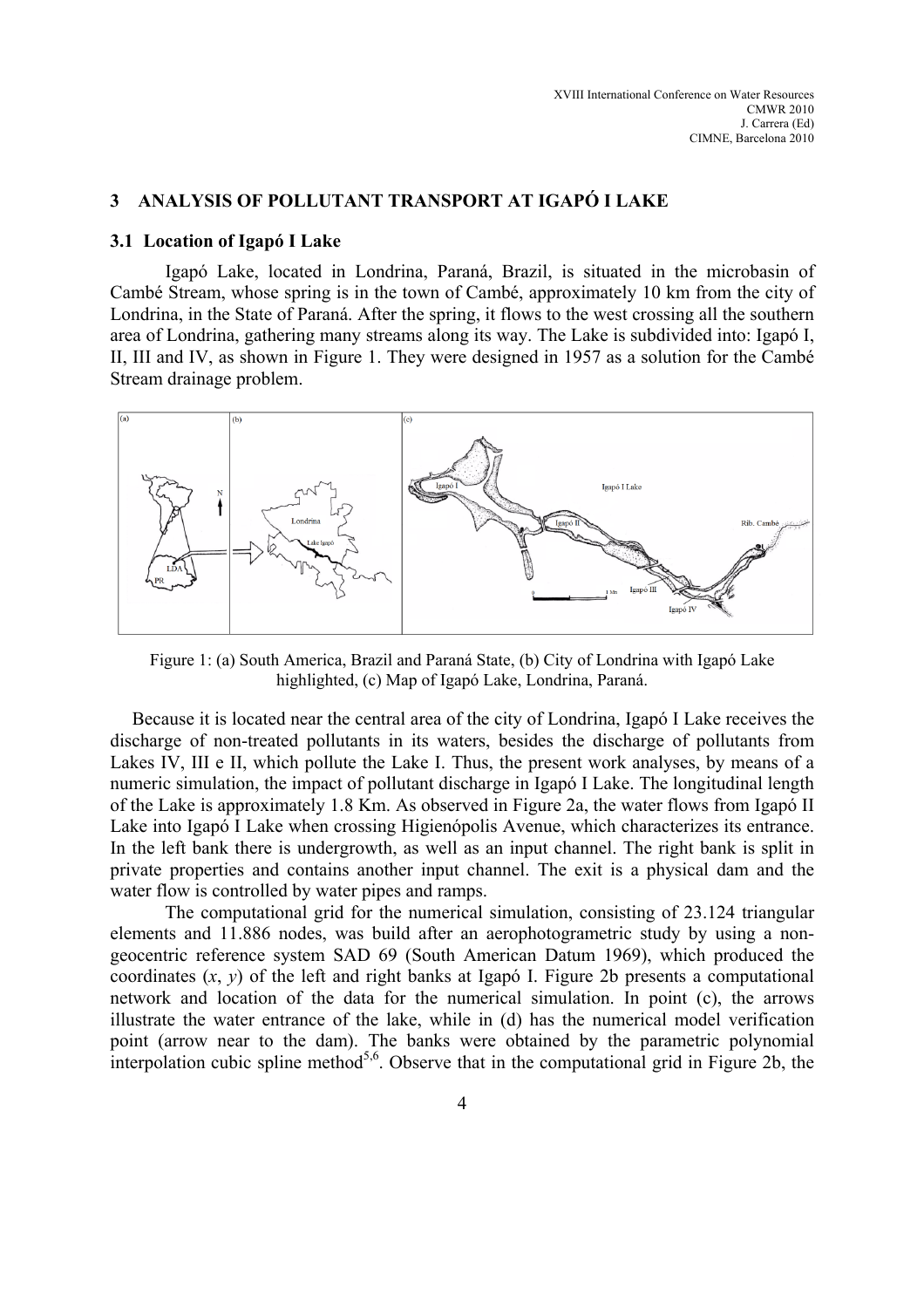## 3 ANALYSIS OF POLLUTANT TRANSPORT AT IGAPÓ I LAKE

### 3.1 Location of Igapó I Lake

Igapó Lake, located in Londrina, Paraná, Brazil, is situated in the microbasin of Cambé Stream, whose spring is in the town of Cambé, approximately 10 km from the city of Londrina, in the State of Paraná. After the spring, it flows to the west crossing all the southern area of Londrina, gathering many streams along its way. The Lake is subdivided into: Igapó I, II, III and IV, as shown in Figure 1. They were designed in 1957 as a solution for the Cambé Stream drainage problem.

Figure 1: (a) South America, Brazil and Paraná State, (b) City of Londrina with Igapó Lake highlighted, (c) Map of Igapó Lake, Londrina, Paraná.

Because it is located near the central area of the city of Londrina, Igapó I Lake receives the discharge of non-treated pollutants in its waters, besides the discharge of pollutants from Lakes IV, III e II, which pollute the Lake I. Thus, the present work analyses, by means of a numeric simulation, the impact of pollutant discharge in Igapó I Lake. The longitudinal length of the Lake is approximately 1.8 Km. As observed in Figure 2a, the water flows from Igapó II Lake into Igapó I Lake when crossing Higienópolis Avenue, which characterizes its entrance. In the left bank there is undergrowth, as well as an input channel. The right bank is split in private properties and contains another input channel. The exit is a physical dam and the water flow is controlled by water pipes and ramps.

The computational grid for the numerical simulation, consisting of 23.124 triangular elements and 11.886 nodes, was build after an aerophotogrametric study by using a non-geocentric reference system SAD 69 (South American Datum 1969), which produced the coordinates ($x$, $y$) of the left and right banks at Igapó I. Figure 2b presents a computational network and location of the data for the numerical simulation. In point (c), the arrows illustrate the water entrance of the lake, while in (d) has the numerical model verification point (arrow near to the dam). The banks were obtained by the parametric polynomial interpolation cubic spline method[5,6]. Observe that in the computational grid in Figure 2b, the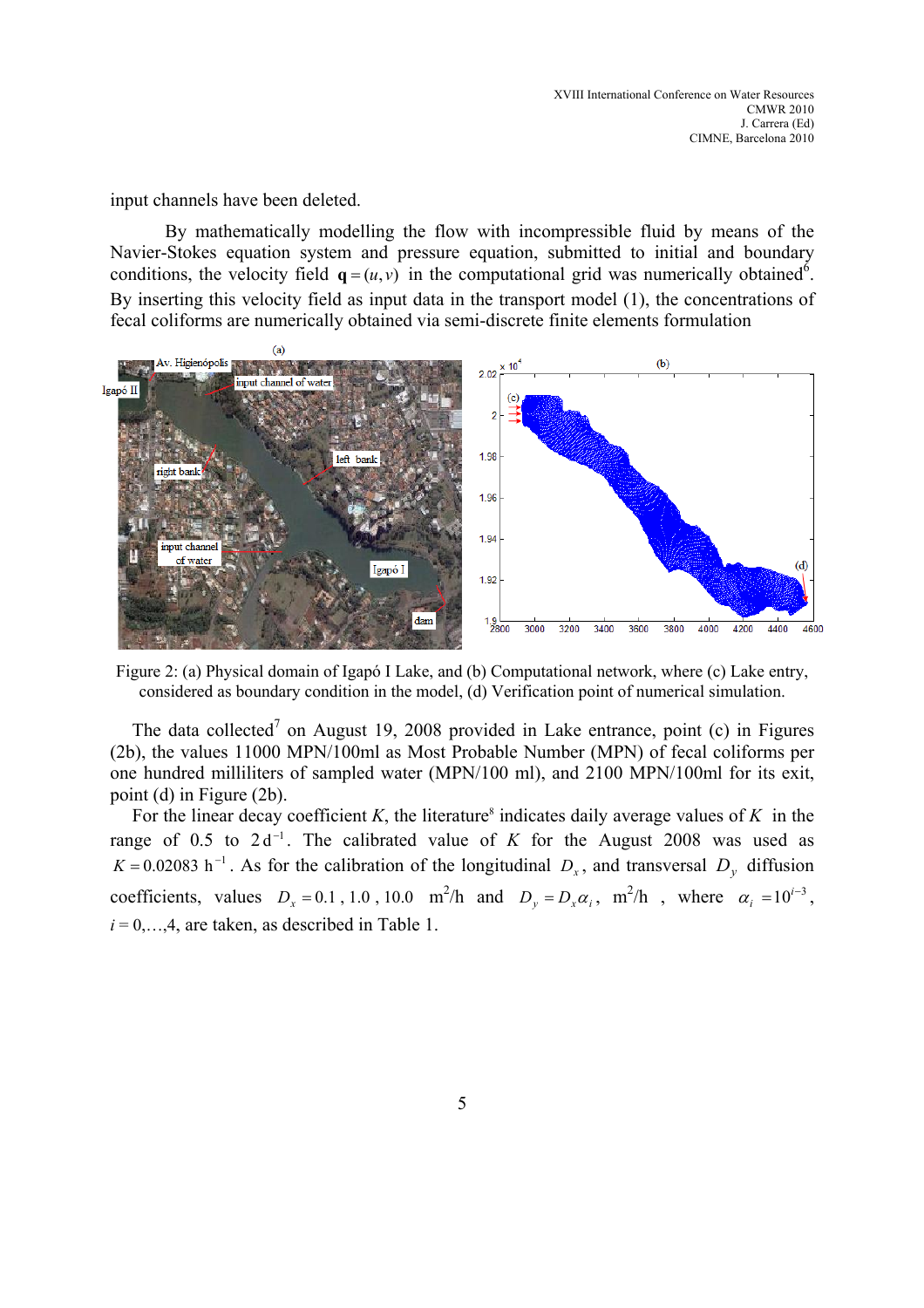input channels have been deleted.

By mathematically modelling the flow with incompressible fluid by means of the Navier-Stokes equation system and pressure equation, submitted to initial and boundary conditions, the velocity field $\mathbf{q}=(u,v)$ in the computational grid was numerically obtained[6]. By inserting this velocity field as input data in the transport model (1), the concentrations of fecal coliforms are numerically obtained via semi-discrete finite elements formulation

Figure 2: (a) Physical domain of Igapó I Lake, and (b) Computational network, where (c) Lake entry, considered as boundary condition in the model, (d) Verification point of numerical simulation.

The data collected[7] on August 19, 2008 provided in Lake entrance, point (c) in Figures (2b), the values 11000 MPN/100ml as Most Probable Number (MPN) of fecal coliforms per one hundred milliliters of sampled water (MPN/100 ml), and 2100 MPN/100ml for its exit, point (d) in Figure (2b).

For the linear decay coefficient $K$, the literature[8] indicates daily average values of $K$ in the range of 0.5 to $2\,\mathrm{d}^{-1}$. The calibrated value of $K$ for the August 2008 was used as $K = 0.02083\ \mathrm{h}^{-1}$. As for the calibration of the longitudinal $D_x$, and transversal $D_y$ diffusion coefficients, values $D_x = 0.1$, $1.0$, $10.0$ m$^2$/h and $D_y = D_x \alpha_i$, m$^2$/h, where $\alpha_i = 10^{i-3}$, $i = 0,\ldots,4$, are taken, as described in Table 1.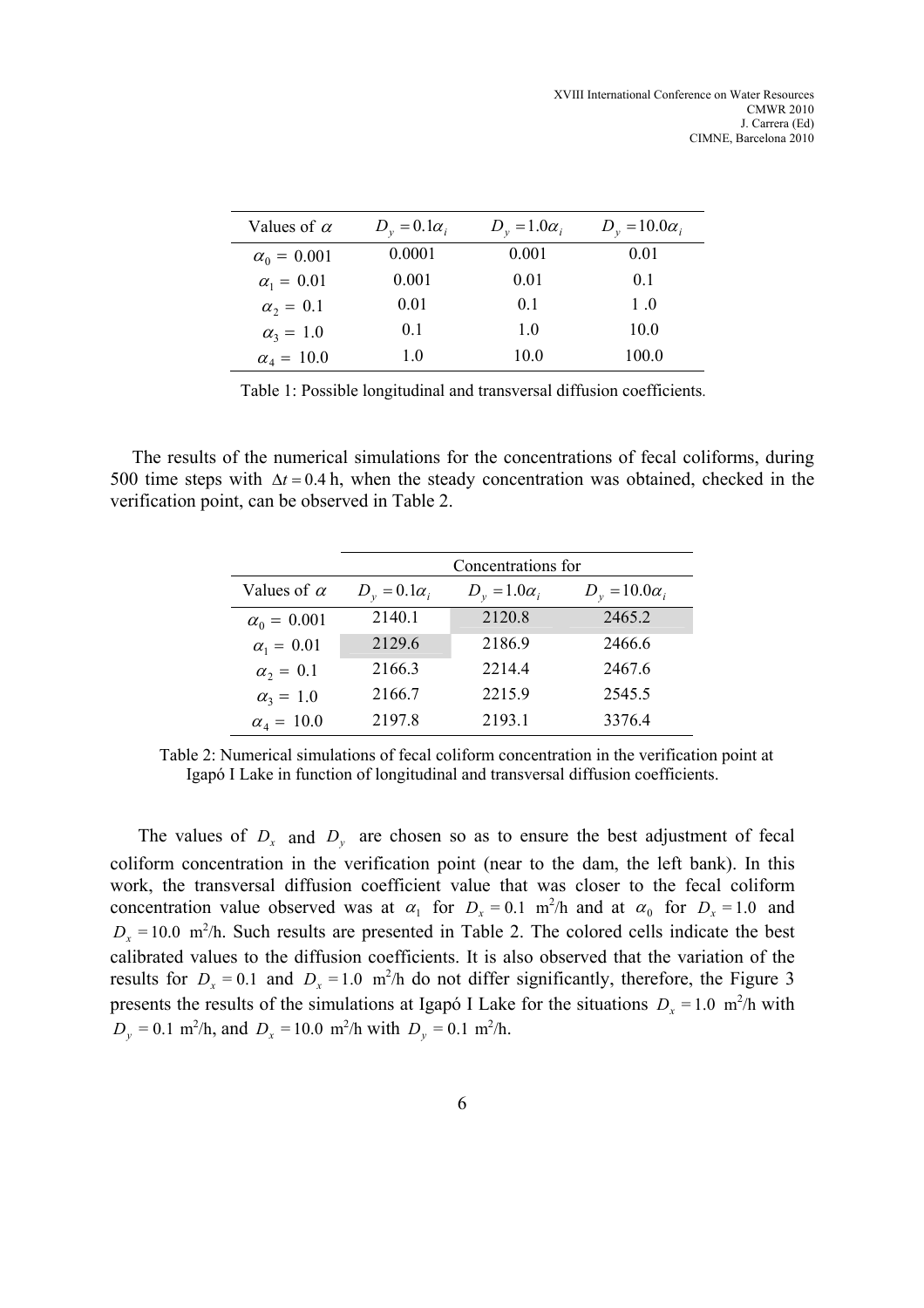| Values of $\alpha$ | $D_y = 0.1\alpha_i$ | $D_y = 1.0\alpha_i$ | $D_y = 10.0\alpha_i$ |
|---|---|---|---|
| $\alpha_0 = 0.001$ | 0.0001 | 0.001 | 0.01 |
| $\alpha_1 = 0.01$ | 0.001 | 0.01 | 0.1 |
| $\alpha_2 = 0.1$ | 0.01 | 0.1 | 1 .0 |
| $\alpha_3 = 1.0$ | 0.1 | 1.0 | 10.0 |
| $\alpha_4 = 10.0$ | 1.0 | 10.0 | 100.0 |

Table 1: Possible longitudinal and transversal diffusion coefficients.

The results of the numerical simulations for the concentrations of fecal coliforms, during 500 time steps with $\Delta t = 0.4$ h, when the steady concentration was obtained, checked in the verification point, can be observed in Table 2.

| | Concentrations for | | |
|---|---|---|---|
| Values of $\alpha$ | $D_y = 0.1\alpha_i$ | $D_y = 1.0\alpha_i$ | $D_y = 10.0\alpha_i$ |
| $\alpha_0 = 0.001$ | 2140.1 | 2120.8 | 2465.2 |
| $\alpha_1 = 0.01$ | 2129.6 | 2186.9 | 2466.6 |
| $\alpha_2 = 0.1$ | 2166.3 | 2214.4 | 2467.6 |
| $\alpha_3 = 1.0$ | 2166.7 | 2215.9 | 2545.5 |
| $\alpha_4 = 10.0$ | 2197.8 | 2193.1 | 3376.4 |

Table 2: Numerical simulations of fecal coliform concentration in the verification point at Igapó I Lake in function of longitudinal and transversal diffusion coefficients.

The values of $D_x$ and $D_y$ are chosen so as to ensure the best adjustment of fecal coliform concentration in the verification point (near to the dam, the left bank). In this work, the transversal diffusion coefficient value that was closer to the fecal coliform concentration value observed was at $\alpha_1$ for $D_x = 0.1$ m²/h and at $\alpha_0$ for $D_x = 1.0$ and $D_x = 10.0$ m²/h. Such results are presented in Table 2. The colored cells indicate the best calibrated values to the diffusion coefficients. It is also observed that the variation of the results for $D_x = 0.1$ and $D_x = 1.0$ m²/h do not differ significantly, therefore, the Figure 3 presents the results of the simulations at Igapó I Lake for the situations $D_x = 1.0$ m²/h with $D_y = 0.1$ m²/h, and $D_x = 10.0$ m²/h with $D_y = 0.1$ m²/h.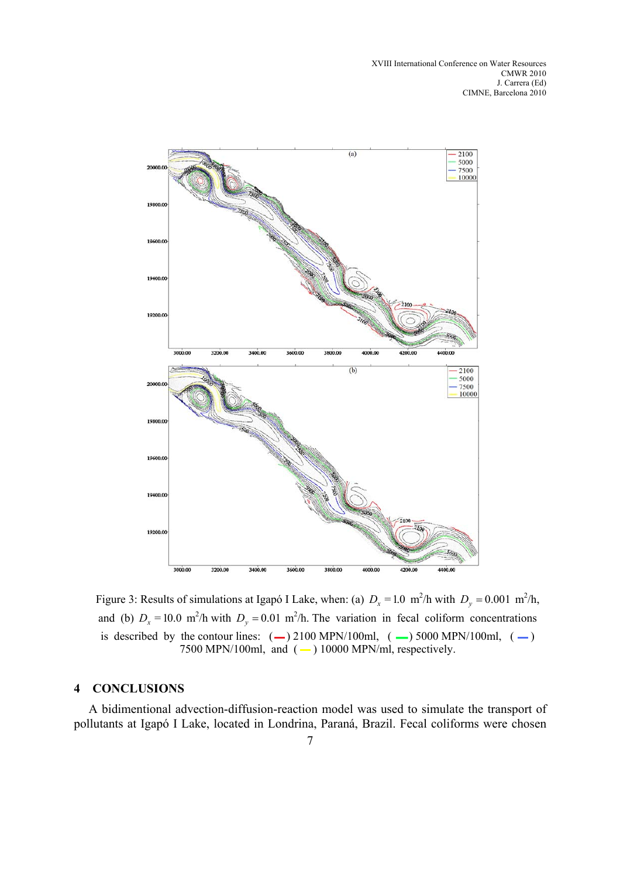Figure 3: Results of simulations at Igapó I Lake, when: (a) $D_x = 1.0$ m$^2$/h with $D_y = 0.001$ m$^2$/h, and (b) $D_x = 10.0$ m$^2$/h with $D_y = 0.01$ m$^2$/h. The variation in fecal coliform concentrations is described by the contour lines: (—) 2100 MPN/100ml, (—) 5000 MPN/100ml, (—) 7500 MPN/100ml, and (—) 10000 MPN/ml, respectively.

## 4 CONCLUSIONS

A bidimentional advection-diffusion-reaction model was used to simulate the transport of pollutants at Igapó I Lake, located in Londrina, Paraná, Brazil. Fecal coliforms were chosen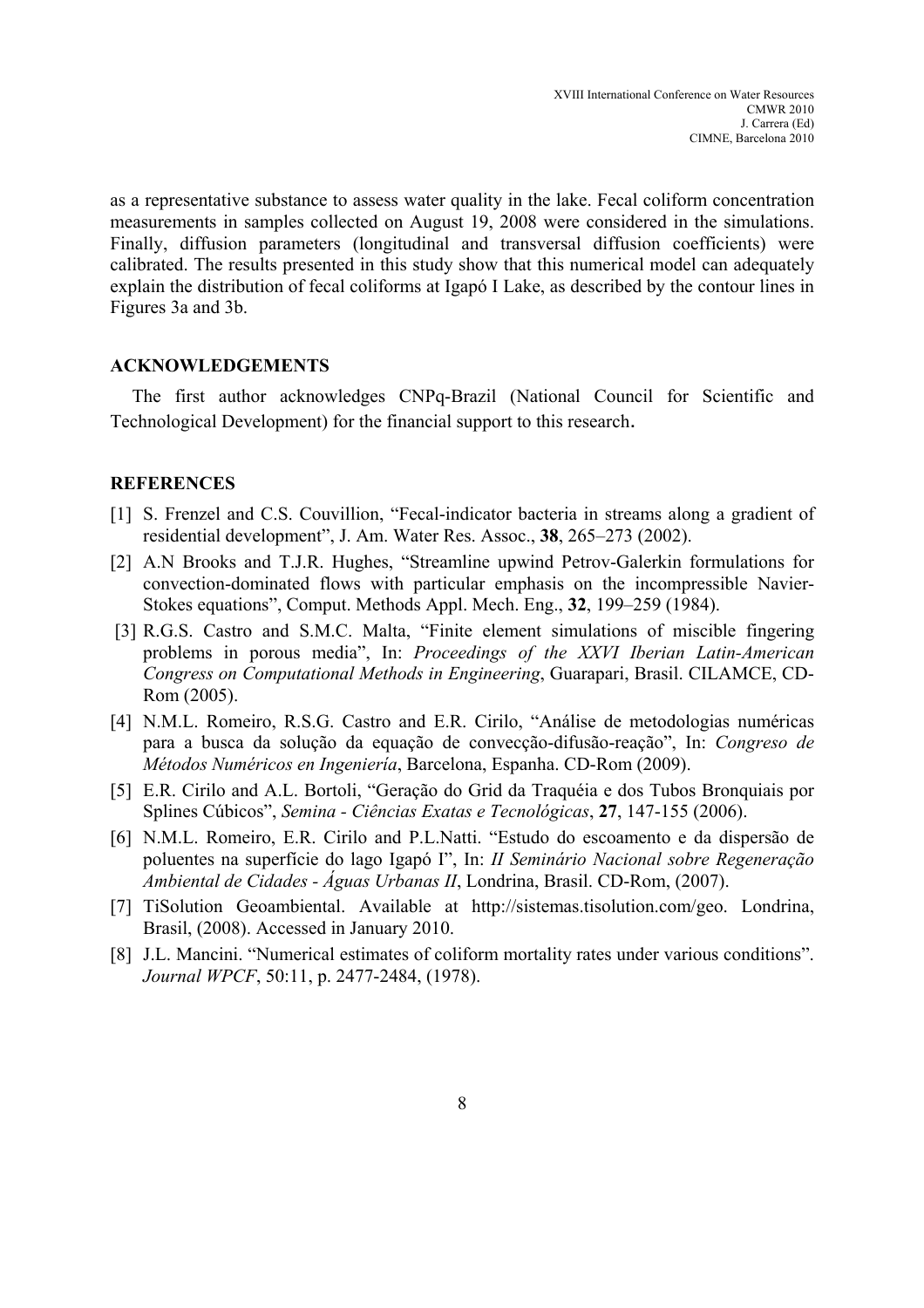as a representative substance to assess water quality in the lake. Fecal coliform concentration measurements in samples collected on August 19, 2008 were considered in the simulations. Finally, diffusion parameters (longitudinal and transversal diffusion coefficients) were calibrated. The results presented in this study show that this numerical model can adequately explain the distribution of fecal coliforms at Igapó I Lake, as described by the contour lines in Figures 3a and 3b.

## ACKNOWLEDGEMENTS

The first author acknowledges CNPq-Brazil (National Council for Scientific and Technological Development) for the financial support to this research.

## REFERENCES

[1] S. Frenzel and C.S. Couvillion, "Fecal-indicator bacteria in streams along a gradient of residential development", J. Am. Water Res. Assoc., **38**, 265–273 (2002).

[2] A.N Brooks and T.J.R. Hughes, "Streamline upwind Petrov-Galerkin formulations for convection-dominated flows with particular emphasis on the incompressible Navier-Stokes equations", Comput. Methods Appl. Mech. Eng., **32**, 199–259 (1984).

[3] R.G.S. Castro and S.M.C. Malta, "Finite element simulations of miscible fingering problems in porous media", In: *Proceedings of the XXVI Iberian Latin-American Congress on Computational Methods in Engineering*, Guarapari, Brasil. CILAMCE, CD-Rom (2005).

[4] N.M.L. Romeiro, R.S.G. Castro and E.R. Cirilo, "Análise de metodologias numéricas para a busca da solução da equação de convecção-difusão-reação", In: *Congreso de Métodos Numéricos en Ingeniería*, Barcelona, Espanha. CD-Rom (2009).

[5] E.R. Cirilo and A.L. Bortoli, "Geração do Grid da Traquéia e dos Tubos Bronquiais por Splines Cúbicos", *Semina - Ciências Exatas e Tecnológicas*, **27**, 147-155 (2006).

[6] N.M.L. Romeiro, E.R. Cirilo and P.L.Natti. "Estudo do escoamento e da dispersão de poluentes na superfície do lago Igapó I", In: *II Seminário Nacional sobre Regeneração Ambiental de Cidades - Águas Urbanas II*, Londrina, Brasil. CD-Rom, (2007).

[7] TiSolution Geoambiental. Available at http://sistemas.tisolution.com/geo. Londrina, Brasil, (2008). Accessed in January 2010.

[8] J.L. Mancini. "Numerical estimates of coliform mortality rates under various conditions". *Journal WPCF*, 50:11, p. 2477-2484, (1978).